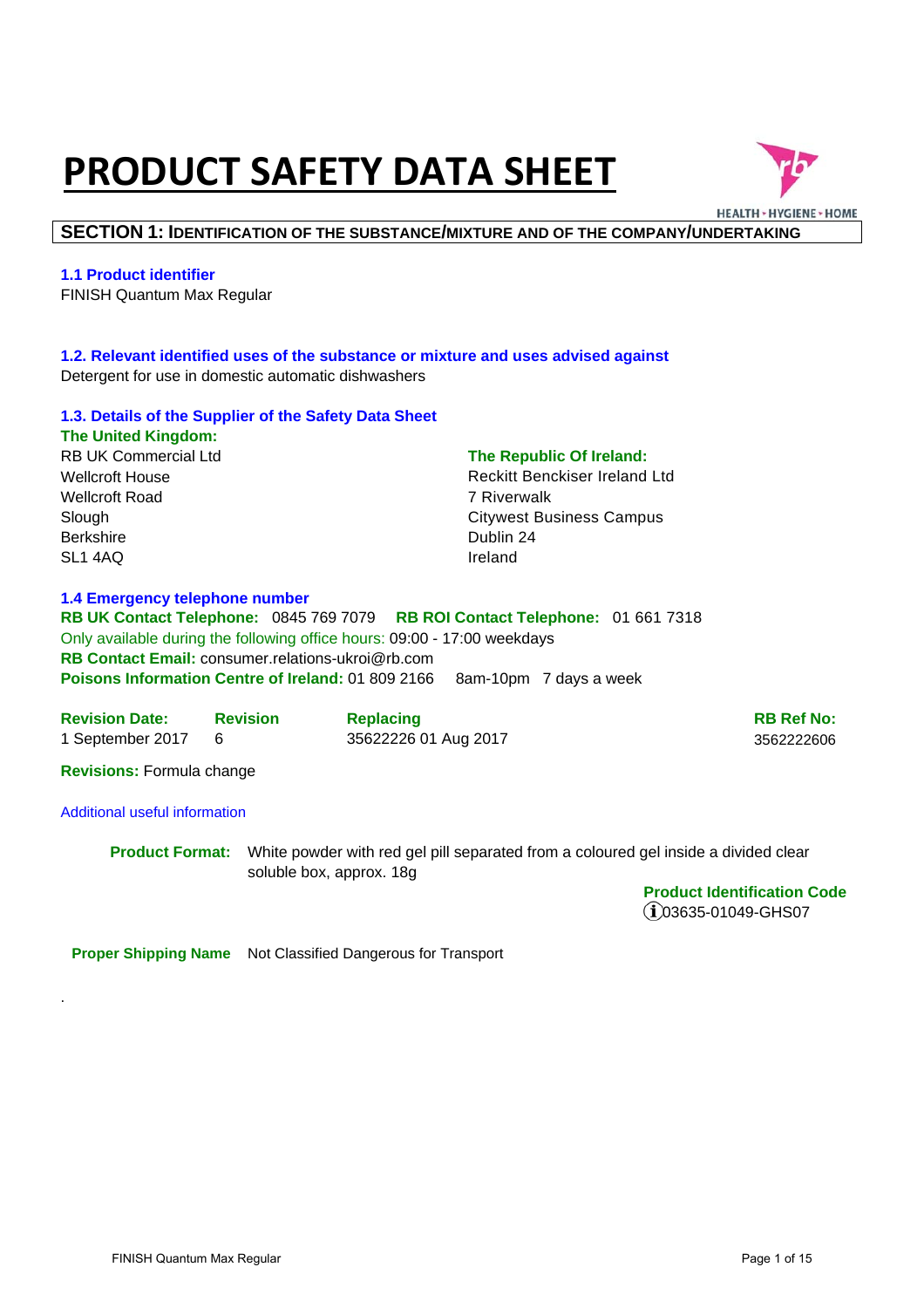# PRODUCT SAFETY DATA SHEET

## SECTION 1: IDENTIFICATION OF THE SUBSTANCE/MIXTURE AND OF THE COMPANY/UNDERTAKING

### 1.1 Product identifier

FINISH Quantum Max Regular

### 1.2. Relevant identified uses of the substance or mixture and uses advised against

Detergent for use in domestic automatic dishwashers

### 1.3. Details of the Supplier of the Safety Data Sheet

**The United Kingdom:**

RB UK Commercial Ltd
Wellcroft House
Wellcroft Road
Slough
Berkshire
SL1 4AQ

**The Republic Of Ireland:**

Reckitt Benckiser Ireland Ltd
7 Riverwalk
Citywest Business Campus
Dublin 24
Ireland

### 1.4 Emergency telephone number

**RB UK Contact Telephone:** 0845 769 7079 **RB ROI Contact Telephone:** 01 661 7318

Only available during the following office hours: 09:00 - 17:00 weekdays

**RB Contact Email:** consumer.relations-ukroi@rb.com

**Poisons Information Centre of Ireland:** 01 809 2166 8am-10pm 7 days a week

| Revision Date: | Revision | Replacing | RB Ref No: |
|---|---|---|---|
| 1 September 2017 | 6 | 35622226 01 Aug 2017 | 3562222606 |

**Revisions:** Formula change

Additional useful information

**Product Format:** White powder with red gel pill separated from a coloured gel inside a divided clear soluble box, approx. 18g

**Product Identification Code**
ⓘ03635-01049-GHS07

**Proper Shipping Name** Not Classified Dangerous for Transport

.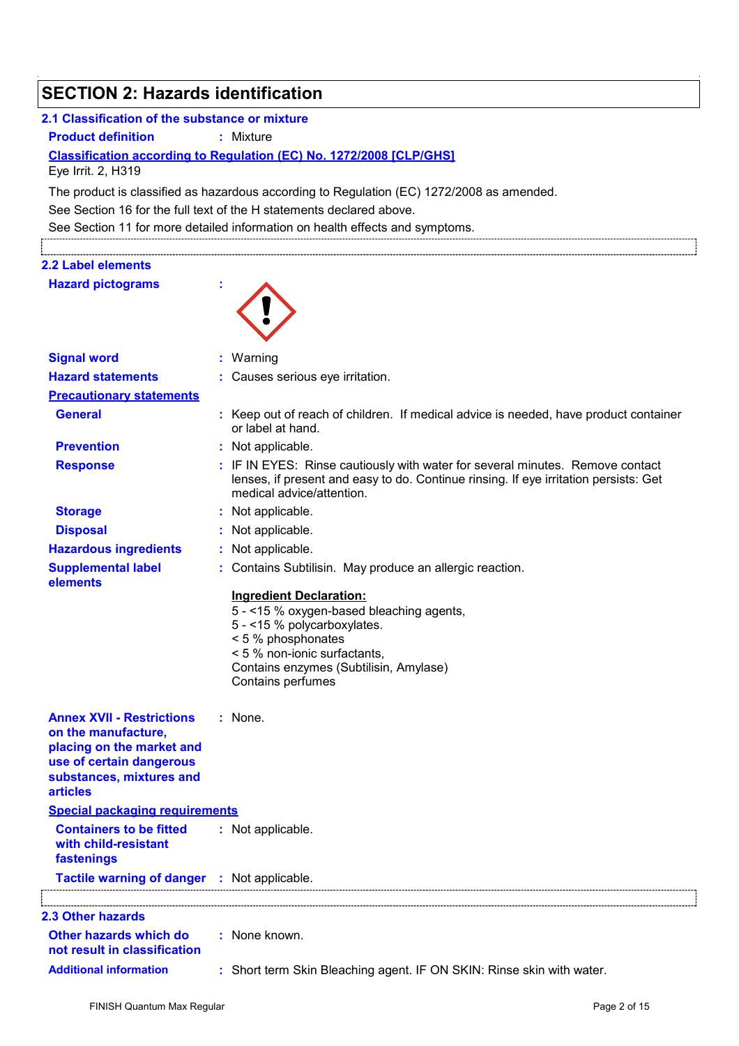# SECTION 2: Hazards identification

## 2.1 Classification of the substance or mixture

**Product definition** : Mixture

**Classification according to Regulation (EC) No. 1272/2008 [CLP/GHS]**

Eye Irrit. 2, H319

The product is classified as hazardous according to Regulation (EC) 1272/2008 as amended.

See Section 16 for the full text of the H statements declared above.

See Section 11 for more detailed information on health effects and symptoms.

## 2.2 Label elements

**Hazard pictograms** :

**Signal word** : Warning

**Hazard statements** : Causes serious eye irritation.

**Precautionary statements**

**General** : Keep out of reach of children. If medical advice is needed, have product container or label at hand.

**Prevention** : Not applicable.

**Response** : IF IN EYES: Rinse cautiously with water for several minutes. Remove contact lenses, if present and easy to do. Continue rinsing. If eye irritation persists: Get medical advice/attention.

**Storage** : Not applicable.

**Disposal** : Not applicable.

**Hazardous ingredients** : Not applicable.

**Supplemental label elements** : Contains Subtilisin. May produce an allergic reaction.

**Ingredient Declaration:**
5 - <15 % oxygen-based bleaching agents,
5 - <15 % polycarboxylates.
< 5 % phosphonates
< 5 % non-ionic surfactants,
Contains enzymes (Subtilisin, Amylase)
Contains perfumes

**Annex XVII - Restrictions on the manufacture, placing on the market and use of certain dangerous substances, mixtures and articles** : None.

**Special packaging requirements**

**Containers to be fitted with child-resistant fastenings** : Not applicable.

**Tactile warning of danger** : Not applicable.

## 2.3 Other hazards

**Other hazards which do not result in classification** : None known.

**Additional information** : Short term Skin Bleaching agent. IF ON SKIN: Rinse skin with water.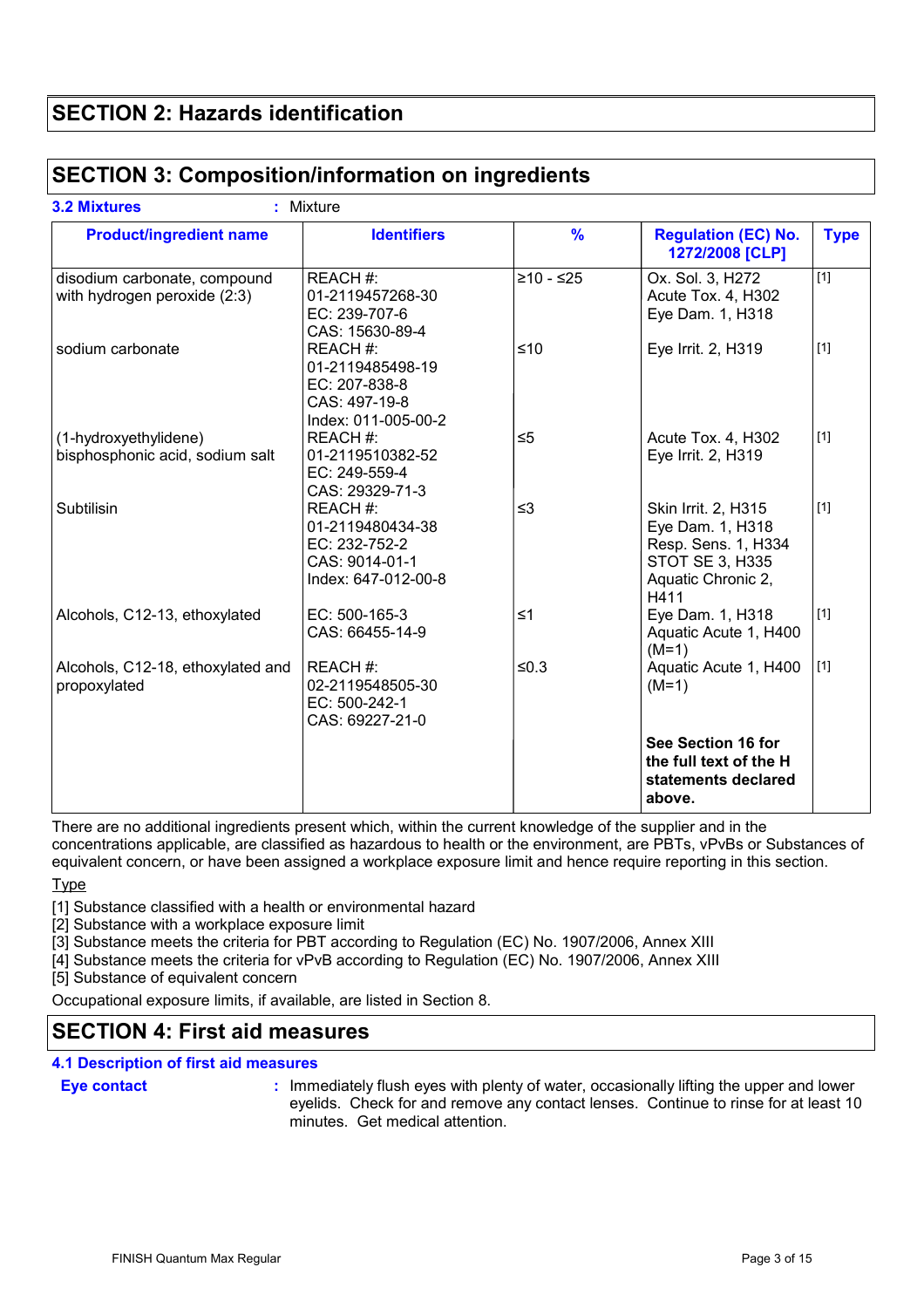## SECTION 2: Hazards identification

## SECTION 3: Composition/information on ingredients

**3.2 Mixtures** : Mixture

| Product/ingredient name | Identifiers | % | Regulation (EC) No. 1272/2008 [CLP] | Type |
|---|---|---|---|---|
| disodium carbonate, compound with hydrogen peroxide (2:3) | REACH #: 01-2119457268-30<br>EC: 239-707-6<br>CAS: 15630-89-4 | ≥10 - ≤25 | Ox. Sol. 3, H272<br>Acute Tox. 4, H302<br>Eye Dam. 1, H318 | [1] |
| sodium carbonate | REACH #: 01-2119485498-19<br>EC: 207-838-8<br>CAS: 497-19-8<br>Index: 011-005-00-2 | ≤10 | Eye Irrit. 2, H319 | [1] |
| (1-hydroxyethylidene) bisphosphonic acid, sodium salt | REACH #: 01-2119510382-52<br>EC: 249-559-4<br>CAS: 29329-71-3 | ≤5 | Acute Tox. 4, H302<br>Eye Irrit. 2, H319 | [1] |
| Subtilisin | REACH #: 01-2119480434-38<br>EC: 232-752-2<br>CAS: 9014-01-1<br>Index: 647-012-00-8 | ≤3 | Skin Irrit. 2, H315<br>Eye Dam. 1, H318<br>Resp. Sens. 1, H334<br>STOT SE 3, H335<br>Aquatic Chronic 2, H411 | [1] |
| Alcohols, C12-13, ethoxylated | EC: 500-165-3<br>CAS: 66455-14-9 | ≤1 | Eye Dam. 1, H318<br>Aquatic Acute 1, H400 (M=1) | [1] |
| Alcohols, C12-18, ethoxylated and propoxylated | REACH #: 02-2119548505-30<br>EC: 500-242-1<br>CAS: 69227-21-0 | ≤0.3 | Aquatic Acute 1, H400 (M=1) | [1] |
| | | | **See Section 16 for the full text of the H statements declared above.** | |

There are no additional ingredients present which, within the current knowledge of the supplier and in the concentrations applicable, are classified as hazardous to health or the environment, are PBTs, vPvBs or Substances of equivalent concern, or have been assigned a workplace exposure limit and hence require reporting in this section.

Type

[1] Substance classified with a health or environmental hazard
[2] Substance with a workplace exposure limit
[3] Substance meets the criteria for PBT according to Regulation (EC) No. 1907/2006, Annex XIII
[4] Substance meets the criteria for vPvB according to Regulation (EC) No. 1907/2006, Annex XIII
[5] Substance of equivalent concern

Occupational exposure limits, if available, are listed in Section 8.

## SECTION 4: First aid measures

**4.1 Description of first aid measures**

**Eye contact** : Immediately flush eyes with plenty of water, occasionally lifting the upper and lower eyelids. Check for and remove any contact lenses. Continue to rinse for at least 10 minutes. Get medical attention.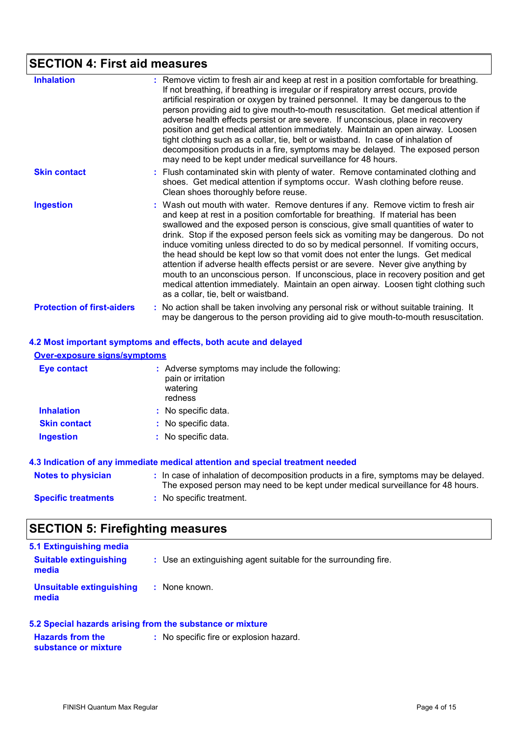## SECTION 4: First aid measures

**Inhalation** : Remove victim to fresh air and keep at rest in a position comfortable for breathing. If not breathing, if breathing is irregular or if respiratory arrest occurs, provide artificial respiration or oxygen by trained personnel. It may be dangerous to the person providing aid to give mouth-to-mouth resuscitation. Get medical attention if adverse health effects persist or are severe. If unconscious, place in recovery position and get medical attention immediately. Maintain an open airway. Loosen tight clothing such as a collar, tie, belt or waistband. In case of inhalation of decomposition products in a fire, symptoms may be delayed. The exposed person may need to be kept under medical surveillance for 48 hours.

**Skin contact** : Flush contaminated skin with plenty of water. Remove contaminated clothing and shoes. Get medical attention if symptoms occur. Wash clothing before reuse. Clean shoes thoroughly before reuse.

**Ingestion** : Wash out mouth with water. Remove dentures if any. Remove victim to fresh air and keep at rest in a position comfortable for breathing. If material has been swallowed and the exposed person is conscious, give small quantities of water to drink. Stop if the exposed person feels sick as vomiting may be dangerous. Do not induce vomiting unless directed to do so by medical personnel. If vomiting occurs, the head should be kept low so that vomit does not enter the lungs. Get medical attention if adverse health effects persist or are severe. Never give anything by mouth to an unconscious person. If unconscious, place in recovery position and get medical attention immediately. Maintain an open airway. Loosen tight clothing such as a collar, tie, belt or waistband.

**Protection of first-aiders** : No action shall be taken involving any personal risk or without suitable training. It may be dangerous to the person providing aid to give mouth-to-mouth resuscitation.

### 4.2 Most important symptoms and effects, both acute and delayed

**Over-exposure signs/symptoms**

**Eye contact** : Adverse symptoms may include the following:
pain or irritation
watering
redness

**Inhalation** : No specific data.

**Skin contact** : No specific data.

**Ingestion** : No specific data.

### 4.3 Indication of any immediate medical attention and special treatment needed

**Notes to physician** : In case of inhalation of decomposition products in a fire, symptoms may be delayed. The exposed person may need to be kept under medical surveillance for 48 hours.

**Specific treatments** : No specific treatment.

## SECTION 5: Firefighting measures

### 5.1 Extinguishing media

**Suitable extinguishing media** : Use an extinguishing agent suitable for the surrounding fire.

**Unsuitable extinguishing media** : None known.

### 5.2 Special hazards arising from the substance or mixture

**Hazards from the substance or mixture** : No specific fire or explosion hazard.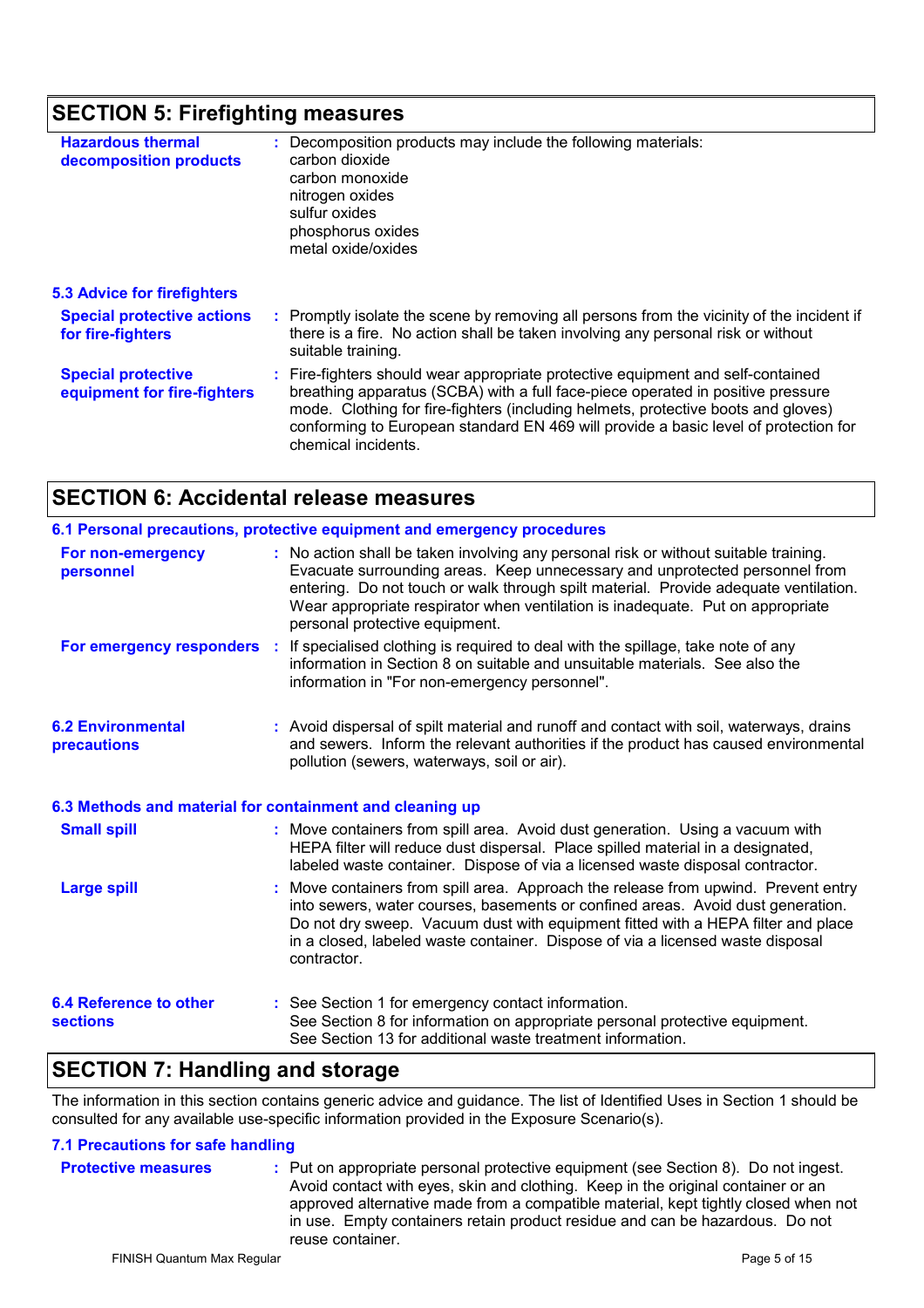## SECTION 5: Firefighting measures

**Hazardous thermal decomposition products** : Decomposition products may include the following materials:
carbon dioxide
carbon monoxide
nitrogen oxides
sulfur oxides
phosphorus oxides
metal oxide/oxides

### 5.3 Advice for firefighters

**Special protective actions for fire-fighters** : Promptly isolate the scene by removing all persons from the vicinity of the incident if there is a fire. No action shall be taken involving any personal risk or without suitable training.

**Special protective equipment for fire-fighters** : Fire-fighters should wear appropriate protective equipment and self-contained breathing apparatus (SCBA) with a full face-piece operated in positive pressure mode. Clothing for fire-fighters (including helmets, protective boots and gloves) conforming to European standard EN 469 will provide a basic level of protection for chemical incidents.

## SECTION 6: Accidental release measures

### 6.1 Personal precautions, protective equipment and emergency procedures

**For non-emergency personnel** : No action shall be taken involving any personal risk or without suitable training. Evacuate surrounding areas. Keep unnecessary and unprotected personnel from entering. Do not touch or walk through spilt material. Provide adequate ventilation. Wear appropriate respirator when ventilation is inadequate. Put on appropriate personal protective equipment.

**For emergency responders** : If specialised clothing is required to deal with the spillage, take note of any information in Section 8 on suitable and unsuitable materials. See also the information in "For non-emergency personnel".

### 6.2 Environmental precautions

: Avoid dispersal of spilt material and runoff and contact with soil, waterways, drains and sewers. Inform the relevant authorities if the product has caused environmental pollution (sewers, waterways, soil or air).

### 6.3 Methods and material for containment and cleaning up

**Small spill** : Move containers from spill area. Avoid dust generation. Using a vacuum with HEPA filter will reduce dust dispersal. Place spilled material in a designated, labeled waste container. Dispose of via a licensed waste disposal contractor.

**Large spill** : Move containers from spill area. Approach the release from upwind. Prevent entry into sewers, water courses, basements or confined areas. Avoid dust generation. Do not dry sweep. Vacuum dust with equipment fitted with a HEPA filter and place in a closed, labeled waste container. Dispose of via a licensed waste disposal contractor.

### 6.4 Reference to other sections

: See Section 1 for emergency contact information.
See Section 8 for information on appropriate personal protective equipment.
See Section 13 for additional waste treatment information.

## SECTION 7: Handling and storage

The information in this section contains generic advice and guidance. The list of Identified Uses in Section 1 should be consulted for any available use-specific information provided in the Exposure Scenario(s).

### 7.1 Precautions for safe handling

**Protective measures** : Put on appropriate personal protective equipment (see Section 8). Do not ingest. Avoid contact with eyes, skin and clothing. Keep in the original container or an approved alternative made from a compatible material, kept tightly closed when not in use. Empty containers retain product residue and can be hazardous. Do not reuse container.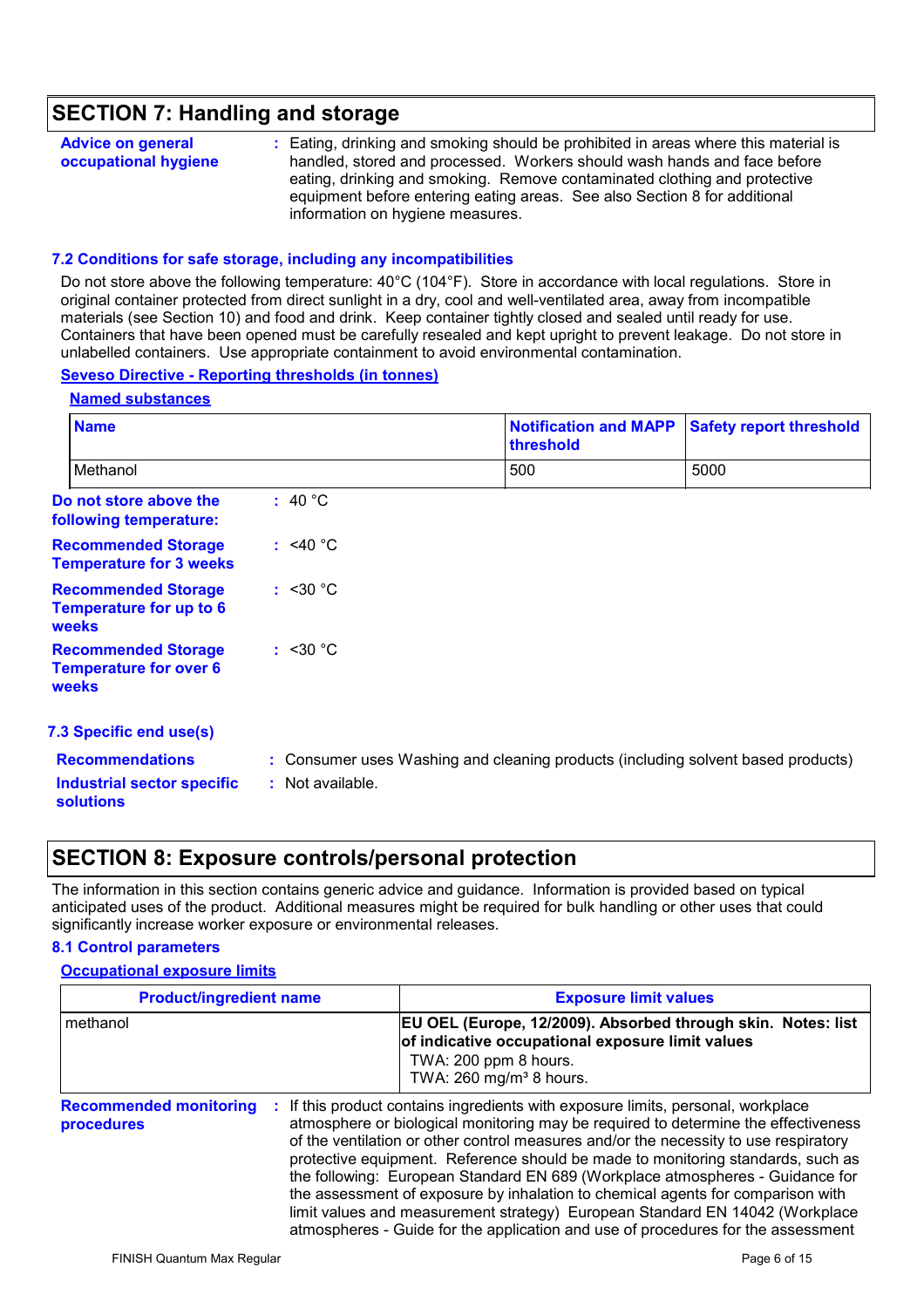## SECTION 7: Handling and storage

**Advice on general occupational hygiene** : Eating, drinking and smoking should be prohibited in areas where this material is handled, stored and processed. Workers should wash hands and face before eating, drinking and smoking. Remove contaminated clothing and protective equipment before entering eating areas. See also Section 8 for additional information on hygiene measures.

### 7.2 Conditions for safe storage, including any incompatibilities

Do not store above the following temperature: 40°C (104°F). Store in accordance with local regulations. Store in original container protected from direct sunlight in a dry, cool and well-ventilated area, away from incompatible materials (see Section 10) and food and drink. Keep container tightly closed and sealed until ready for use. Containers that have been opened must be carefully resealed and kept upright to prevent leakage. Do not store in unlabelled containers. Use appropriate containment to avoid environmental contamination.

**Seveso Directive - Reporting thresholds (in tonnes)**

**Named substances**

| Name | Notification and MAPP threshold | Safety report threshold |
|---|---|---|
| Methanol | 500 | 5000 |

**Do not store above the following temperature:** : 40 °C

**Recommended Storage Temperature for 3 weeks** : <40 °C

**Recommended Storage Temperature for up to 6 weeks** : <30 °C

**Recommended Storage Temperature for over 6 weeks** : <30 °C

### 7.3 Specific end use(s)

**Recommendations** : Consumer uses Washing and cleaning products (including solvent based products)

**Industrial sector specific solutions** : Not available.

## SECTION 8: Exposure controls/personal protection

The information in this section contains generic advice and guidance. Information is provided based on typical anticipated uses of the product. Additional measures might be required for bulk handling or other uses that could significantly increase worker exposure or environmental releases.

### 8.1 Control parameters

**Occupational exposure limits**

| Product/ingredient name | Exposure limit values |
|---|---|
| methanol | **EU OEL (Europe, 12/2009). Absorbed through skin. Notes: list of indicative occupational exposure limit values**<br>TWA: 200 ppm 8 hours.<br>TWA: 260 mg/m³ 8 hours. |

**Recommended monitoring procedures** : If this product contains ingredients with exposure limits, personal, workplace atmosphere or biological monitoring may be required to determine the effectiveness of the ventilation or other control measures and/or the necessity to use respiratory protective equipment. Reference should be made to monitoring standards, such as the following: European Standard EN 689 (Workplace atmospheres - Guidance for the assessment of exposure by inhalation to chemical agents for comparison with limit values and measurement strategy) European Standard EN 14042 (Workplace atmospheres - Guide for the application and use of procedures for the assessment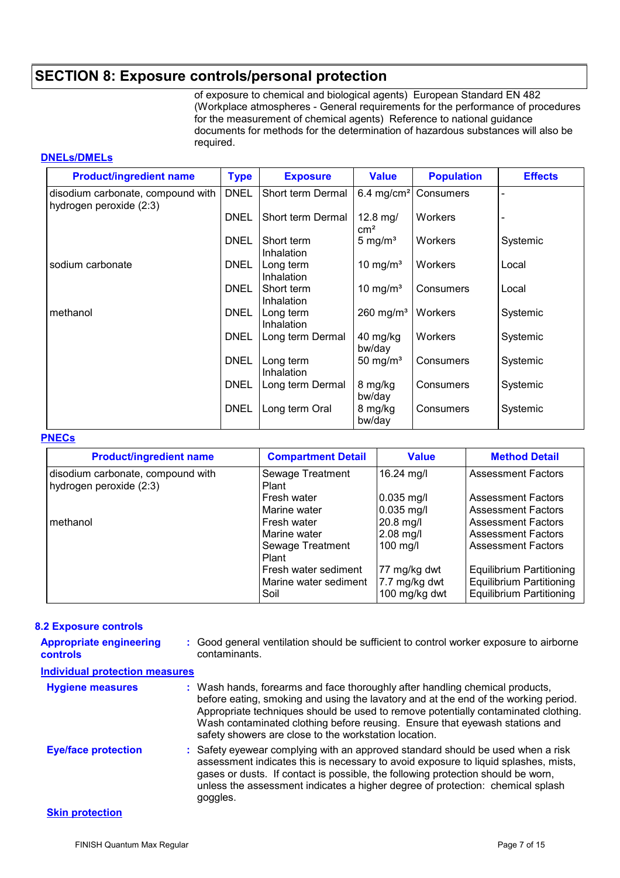## SECTION 8: Exposure controls/personal protection

of exposure to chemical and biological agents) European Standard EN 482 (Workplace atmospheres - General requirements for the performance of procedures for the measurement of chemical agents) Reference to national guidance documents for methods for the determination of hazardous substances will also be required.

### DNELs/DMELs

| Product/ingredient name | Type | Exposure | Value | Population | Effects |
|---|---|---|---|---|---|
| disodium carbonate, compound with hydrogen peroxide (2:3) | DNEL | Short term Dermal | 6.4 mg/cm² | Consumers | - |
| | DNEL | Short term Dermal | 12.8 mg/cm² | Workers | - |
| | DNEL | Short term Inhalation | 5 mg/m³ | Workers | Systemic |
| sodium carbonate | DNEL | Long term Inhalation | 10 mg/m³ | Workers | Local |
| | DNEL | Short term Inhalation | 10 mg/m³ | Consumers | Local |
| methanol | DNEL | Long term Inhalation | 260 mg/m³ | Workers | Systemic |
| | DNEL | Long term Dermal | 40 mg/kg bw/day | Workers | Systemic |
| | DNEL | Long term Inhalation | 50 mg/m³ | Consumers | Systemic |
| | DNEL | Long term Dermal | 8 mg/kg bw/day | Consumers | Systemic |
| | DNEL | Long term Oral | 8 mg/kg bw/day | Consumers | Systemic |

### PNECs

| Product/ingredient name | Compartment Detail | Value | Method Detail |
|---|---|---|---|
| disodium carbonate, compound with hydrogen peroxide (2:3) | Sewage Treatment Plant | 16.24 mg/l | Assessment Factors |
| | Fresh water | 0.035 mg/l | Assessment Factors |
| | Marine water | 0.035 mg/l | Assessment Factors |
| methanol | Fresh water | 20.8 mg/l | Assessment Factors |
| | Marine water | 2.08 mg/l | Assessment Factors |
| | Sewage Treatment Plant | 100 mg/l | Assessment Factors |
| | Fresh water sediment | 77 mg/kg dwt | Equilibrium Partitioning |
| | Marine water sediment | 7.7 mg/kg dwt | Equilibrium Partitioning |
| | Soil | 100 mg/kg dwt | Equilibrium Partitioning |

### 8.2 Exposure controls

**Appropriate engineering controls** : Good general ventilation should be sufficient to control worker exposure to airborne contaminants.

**Individual protection measures**

**Hygiene measures** : Wash hands, forearms and face thoroughly after handling chemical products, before eating, smoking and using the lavatory and at the end of the working period. Appropriate techniques should be used to remove potentially contaminated clothing. Wash contaminated clothing before reusing. Ensure that eyewash stations and safety showers are close to the workstation location.

**Eye/face protection** : Safety eyewear complying with an approved standard should be used when a risk assessment indicates this is necessary to avoid exposure to liquid splashes, mists, gases or dusts. If contact is possible, the following protection should be worn, unless the assessment indicates a higher degree of protection: chemical splash goggles.

**Skin protection**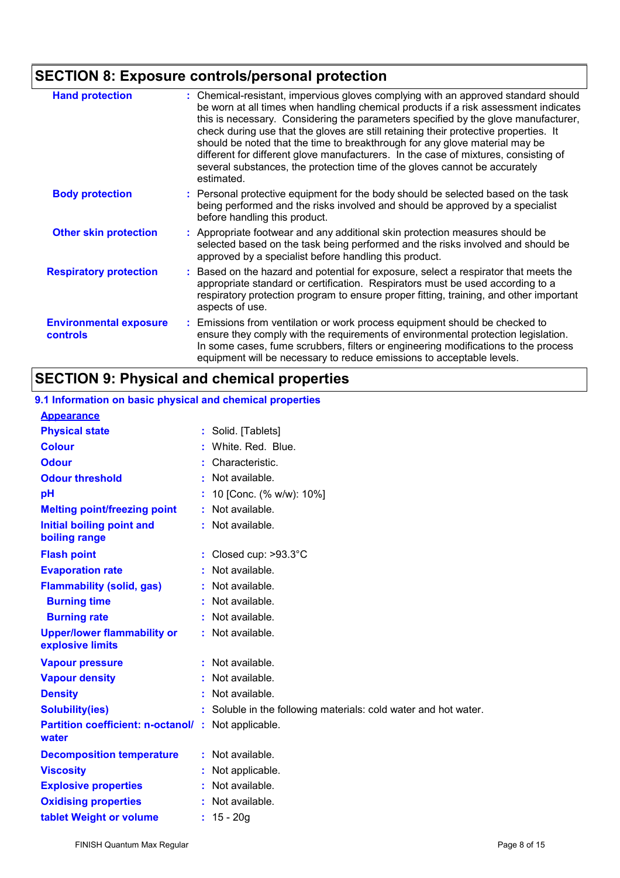## SECTION 8: Exposure controls/personal protection

| | |
|---|---|
| **Hand protection** | : Chemical-resistant, impervious gloves complying with an approved standard should be worn at all times when handling chemical products if a risk assessment indicates this is necessary. Considering the parameters specified by the glove manufacturer, check during use that the gloves are still retaining their protective properties. It should be noted that the time to breakthrough for any glove material may be different for different glove manufacturers. In the case of mixtures, consisting of several substances, the protection time of the gloves cannot be accurately estimated. |
| **Body protection** | : Personal protective equipment for the body should be selected based on the task being performed and the risks involved and should be approved by a specialist before handling this product. |
| **Other skin protection** | : Appropriate footwear and any additional skin protection measures should be selected based on the task being performed and the risks involved and should be approved by a specialist before handling this product. |
| **Respiratory protection** | : Based on the hazard and potential for exposure, select a respirator that meets the appropriate standard or certification. Respirators must be used according to a respiratory protection program to ensure proper fitting, training, and other important aspects of use. |
| **Environmental exposure controls** | : Emissions from ventilation or work process equipment should be checked to ensure they comply with the requirements of environmental protection legislation. In some cases, fume scrubbers, filters or engineering modifications to the process equipment will be necessary to reduce emissions to acceptable levels. |

## SECTION 9: Physical and chemical properties

### 9.1 Information on basic physical and chemical properties

**Appearance**

| | |
|---|---|
| **Physical state** | : Solid. [Tablets] |
| **Colour** | : White. Red. Blue. |
| **Odour** | : Characteristic. |
| **Odour threshold** | : Not available. |
| **pH** | : 10 [Conc. (% w/w): 10%] |
| **Melting point/freezing point** | : Not available. |
| **Initial boiling point and boiling range** | : Not available. |
| **Flash point** | : Closed cup: >93.3°C |
| **Evaporation rate** | : Not available. |
| **Flammability (solid, gas)** | : Not available. |
| **Burning time** | : Not available. |
| **Burning rate** | : Not available. |
| **Upper/lower flammability or explosive limits** | : Not available. |
| **Vapour pressure** | : Not available. |
| **Vapour density** | : Not available. |
| **Density** | : Not available. |
| **Solubility(ies)** | : Soluble in the following materials: cold water and hot water. |
| **Partition coefficient: n-octanol/ water** | : Not applicable. |
| **Decomposition temperature** | : Not available. |
| **Viscosity** | : Not applicable. |
| **Explosive properties** | : Not available. |
| **Oxidising properties** | : Not available. |
| **tablet Weight or volume** | : 15 - 20g |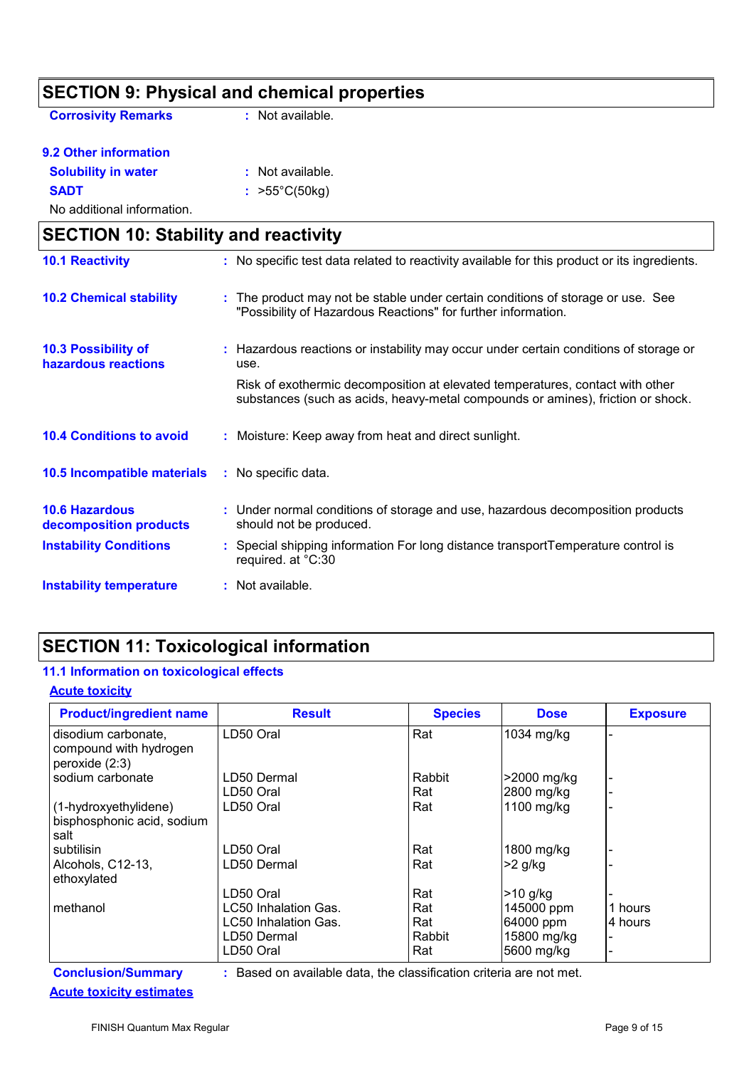## SECTION 9: Physical and chemical properties

**Corrosivity Remarks** : Not available.

### 9.2 Other information

**Solubility in water** : Not available.

**SADT** : >55°C(50kg)

No additional information.

## SECTION 10: Stability and reactivity

**10.1 Reactivity** : No specific test data related to reactivity available for this product or its ingredients.

**10.2 Chemical stability** : The product may not be stable under certain conditions of storage or use. See "Possibility of Hazardous Reactions" for further information.

**10.3 Possibility of hazardous reactions** : Hazardous reactions or instability may occur under certain conditions of storage or use.

Risk of exothermic decomposition at elevated temperatures, contact with other substances (such as acids, heavy-metal compounds or amines), friction or shock.

**10.4 Conditions to avoid** : Moisture: Keep away from heat and direct sunlight.

**10.5 Incompatible materials** : No specific data.

**10.6 Hazardous decomposition products** : Under normal conditions of storage and use, hazardous decomposition products should not be produced.

**Instability Conditions** : Special shipping information For long distance transportTemperature control is required. at °C:30

**Instability temperature** : Not available.

## SECTION 11: Toxicological information

### 11.1 Information on toxicological effects

**Acute toxicity**

| Product/ingredient name | Result | Species | Dose | Exposure |
|---|---|---|---|---|
| disodium carbonate, compound with hydrogen peroxide (2:3) | LD50 Oral | Rat | 1034 mg/kg | - |
| sodium carbonate | LD50 Dermal | Rabbit | >2000 mg/kg | - |
| | LD50 Oral | Rat | 2800 mg/kg | - |
| (1-hydroxyethylidene) bisphosphonic acid, sodium salt | LD50 Oral | Rat | 1100 mg/kg | - |
| subtilisin | LD50 Oral | Rat | 1800 mg/kg | - |
| Alcohols, C12-13, ethoxylated | LD50 Dermal | Rat | >2 g/kg | - |
| | LD50 Oral | Rat | >10 g/kg | - |
| methanol | LC50 Inhalation Gas. | Rat | 145000 ppm | 1 hours |
| | LC50 Inhalation Gas. | Rat | 64000 ppm | 4 hours |
| | LD50 Dermal | Rabbit | 15800 mg/kg | - |
| | LD50 Oral | Rat | 5600 mg/kg | - |

**Conclusion/Summary** : Based on available data, the classification criteria are not met.

**Acute toxicity estimates**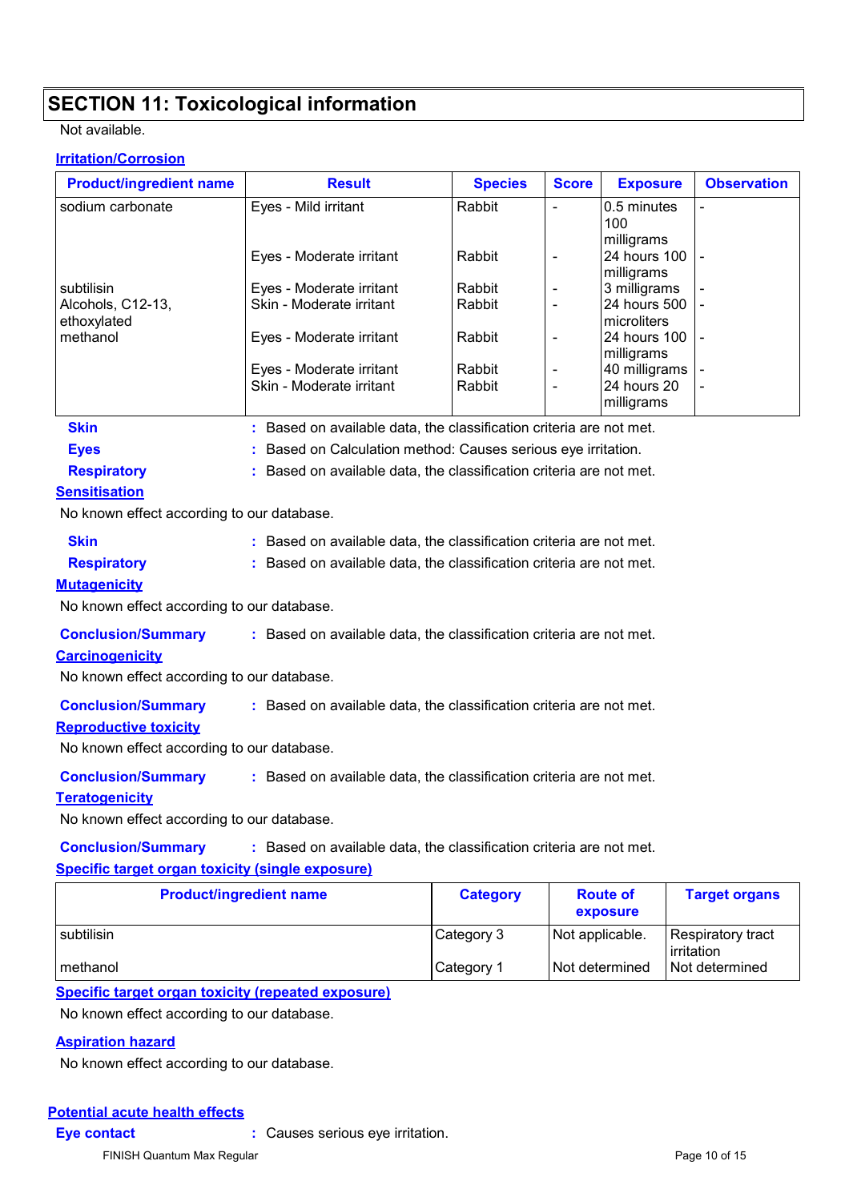## SECTION 11: Toxicological information

Not available.

**Irritation/Corrosion**

| Product/ingredient name | Result | Species | Score | Exposure | Observation |
|---|---|---|---|---|---|
| sodium carbonate | Eyes - Mild irritant | Rabbit | - | 0.5 minutes 100 milligrams | - |
| | Eyes - Moderate irritant | Rabbit | - | 24 hours 100 milligrams | - |
| subtilisin | Eyes - Moderate irritant | Rabbit | - | 3 milligrams | - |
| Alcohols, C12-13, ethoxylated | Skin - Moderate irritant | Rabbit | - | 24 hours 500 microliters | - |
| methanol | Eyes - Moderate irritant | Rabbit | - | 24 hours 100 milligrams | - |
| | Eyes - Moderate irritant | Rabbit | - | 40 milligrams | - |
| | Skin - Moderate irritant | Rabbit | - | 24 hours 20 milligrams | - |

**Skin** : Based on available data, the classification criteria are not met.

**Eyes** : Based on Calculation method: Causes serious eye irritation.

**Respiratory** : Based on available data, the classification criteria are not met.

**Sensitisation**

No known effect according to our database.

**Skin** : Based on available data, the classification criteria are not met.

**Respiratory** : Based on available data, the classification criteria are not met.

**Mutagenicity**

No known effect according to our database.

**Conclusion/Summary** : Based on available data, the classification criteria are not met.

**Carcinogenicity**

No known effect according to our database.

**Conclusion/Summary** : Based on available data, the classification criteria are not met.

**Reproductive toxicity**

No known effect according to our database.

**Conclusion/Summary** : Based on available data, the classification criteria are not met.

**Teratogenicity**

No known effect according to our database.

**Conclusion/Summary** : Based on available data, the classification criteria are not met.

**Specific target organ toxicity (single exposure)**

| Product/ingredient name | Category | Route of exposure | Target organs |
|---|---|---|---|
| subtilisin | Category 3 | Not applicable. | Respiratory tract irritation |
| methanol | Category 1 | Not determined | Not determined |

**Specific target organ toxicity (repeated exposure)**

No known effect according to our database.

**Aspiration hazard**

No known effect according to our database.

**Potential acute health effects**

**Eye contact** : Causes serious eye irritation.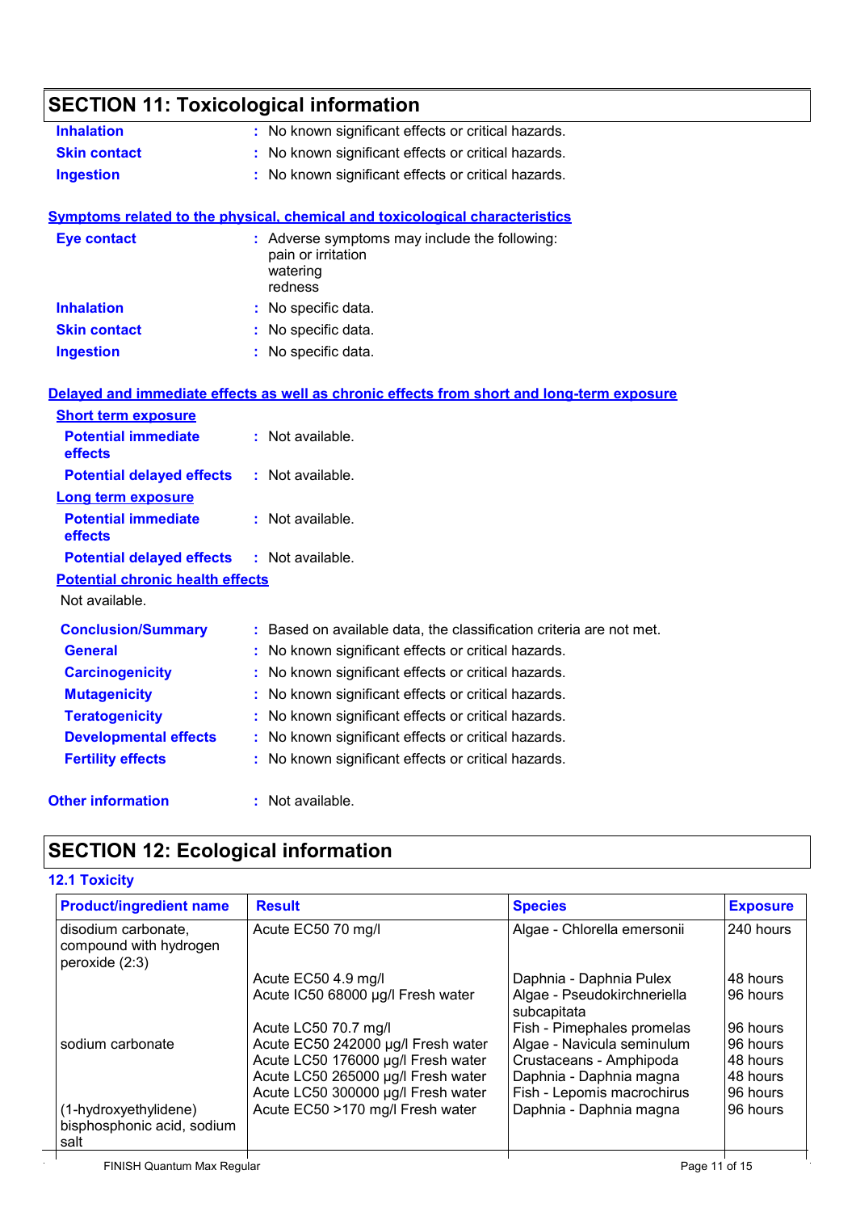## SECTION 11: Toxicological information

**Inhalation** : No known significant effects or critical hazards.

**Skin contact** : No known significant effects or critical hazards.

**Ingestion** : No known significant effects or critical hazards.

### Symptoms related to the physical, chemical and toxicological characteristics

**Eye contact** : Adverse symptoms may include the following:
pain or irritation
watering
redness

**Inhalation** : No specific data.

**Skin contact** : No specific data.

**Ingestion** : No specific data.

### Delayed and immediate effects as well as chronic effects from short and long-term exposure

**Short term exposure**

**Potential immediate effects** : Not available.

**Potential delayed effects** : Not available.

**Long term exposure**

**Potential immediate effects** : Not available.

**Potential delayed effects** : Not available.

**Potential chronic health effects**

Not available.

**Conclusion/Summary** : Based on available data, the classification criteria are not met.

**General** : No known significant effects or critical hazards.

**Carcinogenicity** : No known significant effects or critical hazards.

**Mutagenicity** : No known significant effects or critical hazards.

**Teratogenicity** : No known significant effects or critical hazards.

**Developmental effects** : No known significant effects or critical hazards.

**Fertility effects** : No known significant effects or critical hazards.

**Other information** : Not available.

## SECTION 12: Ecological information

### 12.1 Toxicity

| Product/ingredient name | Result | Species | Exposure |
|---|---|---|---|
| disodium carbonate, compound with hydrogen peroxide (2:3) | Acute EC50 70 mg/l | Algae - Chlorella emersonii | 240 hours |
| | Acute EC50 4.9 mg/l | Daphnia - Daphnia Pulex | 48 hours |
| | Acute IC50 68000 µg/l Fresh water | Algae - Pseudokirchneriella subcapitata | 96 hours |
| | Acute LC50 70.7 mg/l | Fish - Pimephales promelas | 96 hours |
| sodium carbonate | Acute EC50 242000 µg/l Fresh water | Algae - Navicula seminulum | 96 hours |
| | Acute LC50 176000 µg/l Fresh water | Crustaceans - Amphipoda | 48 hours |
| | Acute LC50 265000 µg/l Fresh water | Daphnia - Daphnia magna | 48 hours |
| | Acute LC50 300000 µg/l Fresh water | Fish - Lepomis macrochirus | 96 hours |
| (1-hydroxyethylidene) bisphosphonic acid, sodium salt | Acute EC50 >170 mg/l Fresh water | Daphnia - Daphnia magna | 96 hours |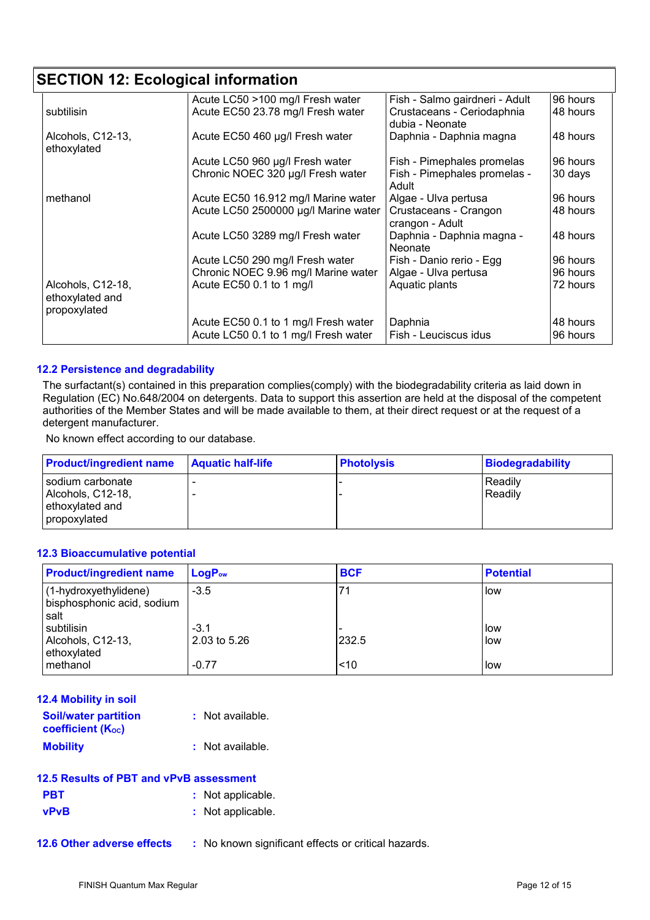## SECTION 12: Ecological information

| | | | |
|---|---|---|---|
| | Acute LC50 >100 mg/l Fresh water | Fish - Salmo gairdneri - Adult | 96 hours |
| subtilisin | Acute EC50 23.78 mg/l Fresh water | Crustaceans - Ceriodaphnia dubia - Neonate | 48 hours |
| Alcohols, C12-13, ethoxylated | Acute EC50 460 µg/l Fresh water | Daphnia - Daphnia magna | 48 hours |
| | Acute LC50 960 µg/l Fresh water | Fish - Pimephales promelas | 96 hours |
| | Chronic NOEC 320 µg/l Fresh water | Fish - Pimephales promelas - Adult | 30 days |
| methanol | Acute EC50 16.912 mg/l Marine water | Algae - Ulva pertusa | 96 hours |
| | Acute LC50 2500000 µg/l Marine water | Crustaceans - Crangon crangon - Adult | 48 hours |
| | Acute LC50 3289 mg/l Fresh water | Daphnia - Daphnia magna - Neonate | 48 hours |
| | Acute LC50 290 mg/l Fresh water | Fish - Danio rerio - Egg | 96 hours |
| | Chronic NOEC 9.96 mg/l Marine water | Algae - Ulva pertusa | 96 hours |
| Alcohols, C12-18, ethoxylated and propoxylated | Acute EC50 0.1 to 1 mg/l | Aquatic plants | 72 hours |
| | Acute EC50 0.1 to 1 mg/l Fresh water | Daphnia | 48 hours |
| | Acute LC50 0.1 to 1 mg/l Fresh water | Fish - Leuciscus idus | 96 hours |

### 12.2 Persistence and degradability

The surfactant(s) contained in this preparation complies(comply) with the biodegradability criteria as laid down in Regulation (EC) No.648/2004 on detergents. Data to support this assertion are held at the disposal of the competent authorities of the Member States and will be made available to them, at their direct request or at the request of a detergent manufacturer.

No known effect according to our database.

| Product/ingredient name | Aquatic half-life | Photolysis | Biodegradability |
|---|---|---|---|
| sodium carbonate | - | - | Readily |
| Alcohols, C12-18, ethoxylated and propoxylated | - | - | Readily |

### 12.3 Bioaccumulative potential

| Product/ingredient name | $LogP_{ow}$ | BCF | Potential |
|---|---|---|---|
| (1-hydroxyethylidene) bisphosphonic acid, sodium salt | -3.5 | 71 | low |
| subtilisin | -3.1 | - | low |
| Alcohols, C12-13, ethoxylated | 2.03 to 5.26 | 232.5 | low |
| methanol | -0.77 | <10 | low |

### 12.4 Mobility in soil

**Soil/water partition coefficient ($K_{OC}$)** : Not available.

**Mobility** : Not available.

### 12.5 Results of PBT and vPvB assessment

**PBT** : Not applicable.

**vPvB** : Not applicable.

### 12.6 Other adverse effects

: No known significant effects or critical hazards.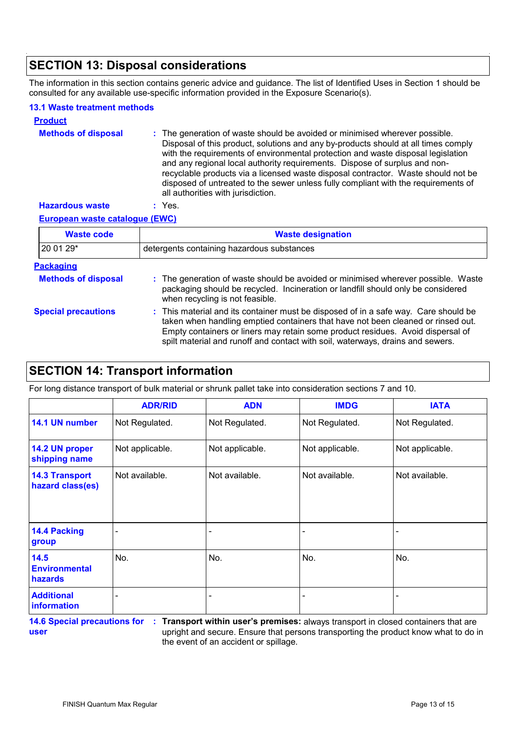## SECTION 13: Disposal considerations

The information in this section contains generic advice and guidance. The list of Identified Uses in Section 1 should be consulted for any available use-specific information provided in the Exposure Scenario(s).

### 13.1 Waste treatment methods

**Product**

**Methods of disposal** : The generation of waste should be avoided or minimised wherever possible. Disposal of this product, solutions and any by-products should at all times comply with the requirements of environmental protection and waste disposal legislation and any regional local authority requirements. Dispose of surplus and non-recyclable products via a licensed waste disposal contractor. Waste should not be disposed of untreated to the sewer unless fully compliant with the requirements of all authorities with jurisdiction.

**Hazardous waste** : Yes.

**European waste catalogue (EWC)**

| Waste code | Waste designation |
| --- | --- |
| 20 01 29* | detergents containing hazardous substances |

**Packaging**

**Methods of disposal** : The generation of waste should be avoided or minimised wherever possible. Waste packaging should be recycled. Incineration or landfill should only be considered when recycling is not feasible.

**Special precautions** : This material and its container must be disposed of in a safe way. Care should be taken when handling emptied containers that have not been cleaned or rinsed out. Empty containers or liners may retain some product residues. Avoid dispersal of spilt material and runoff and contact with soil, waterways, drains and sewers.

## SECTION 14: Transport information

For long distance transport of bulk material or shrunk pallet take into consideration sections 7 and 10.

| | ADR/RID | ADN | IMDG | IATA |
| --- | --- | --- | --- | --- |
| **14.1 UN number** | Not Regulated. | Not Regulated. | Not Regulated. | Not Regulated. |
| **14.2 UN proper shipping name** | Not applicable. | Not applicable. | Not applicable. | Not applicable. |
| **14.3 Transport hazard class(es)** | Not available. | Not available. | Not available. | Not available. |
| **14.4 Packing group** | - | - | - | - |
| **14.5 Environmental hazards** | No. | No. | No. | No. |
| **Additional information** | - | - | - | - |

**14.6 Special precautions for user** : **Transport within user's premises:** always transport in closed containers that are upright and secure. Ensure that persons transporting the product know what to do in the event of an accident or spillage.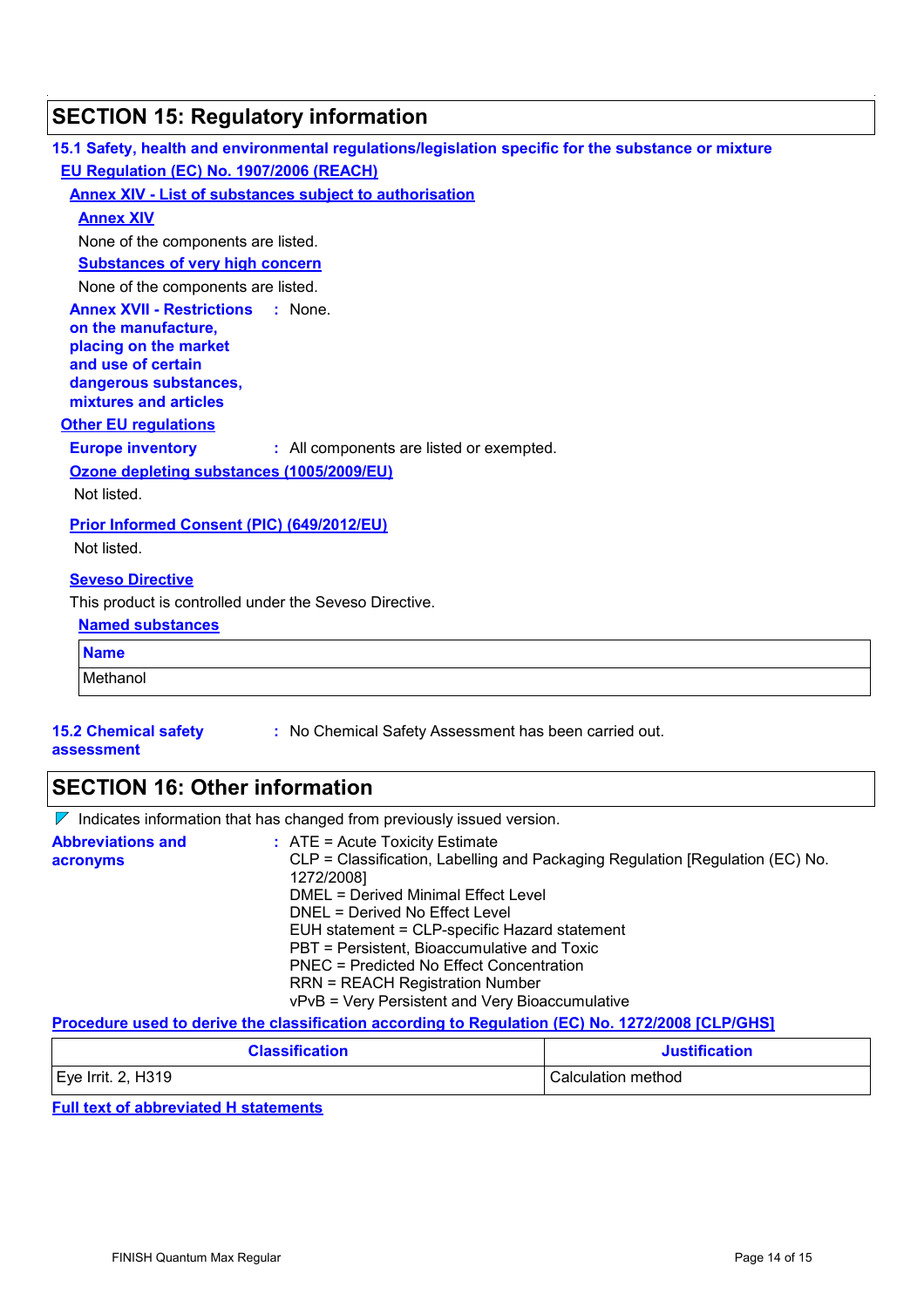## SECTION 15: Regulatory information

### 15.1 Safety, health and environmental regulations/legislation specific for the substance or mixture

**EU Regulation (EC) No. 1907/2006 (REACH)**

**Annex XIV - List of substances subject to authorisation**

**Annex XIV**

None of the components are listed.

**Substances of very high concern**

None of the components are listed.

**Annex XVII - Restrictions on the manufacture, placing on the market and use of certain dangerous substances, mixtures and articles** : None.

**Other EU regulations**

**Europe inventory** : All components are listed or exempted.

**Ozone depleting substances (1005/2009/EU)**

Not listed.

**Prior Informed Consent (PIC) (649/2012/EU)**

Not listed.

**Seveso Directive**

This product is controlled under the Seveso Directive.

**Named substances**

| Name |
| --- |
| Methanol |

**15.2 Chemical safety assessment** : No Chemical Safety Assessment has been carried out.

## SECTION 16: Other information

◤ Indicates information that has changed from previously issued version.

**Abbreviations and acronyms** : ATE = Acute Toxicity Estimate
CLP = Classification, Labelling and Packaging Regulation [Regulation (EC) No. 1272/2008]
DMEL = Derived Minimal Effect Level
DNEL = Derived No Effect Level
EUH statement = CLP-specific Hazard statement
PBT = Persistent, Bioaccumulative and Toxic
PNEC = Predicted No Effect Concentration
RRN = REACH Registration Number
vPvB = Very Persistent and Very Bioaccumulative

**Procedure used to derive the classification according to Regulation (EC) No. 1272/2008 [CLP/GHS]**

| Classification | Justification |
| --- | --- |
| Eye Irrit. 2, H319 | Calculation method |

**Full text of abbreviated H statements**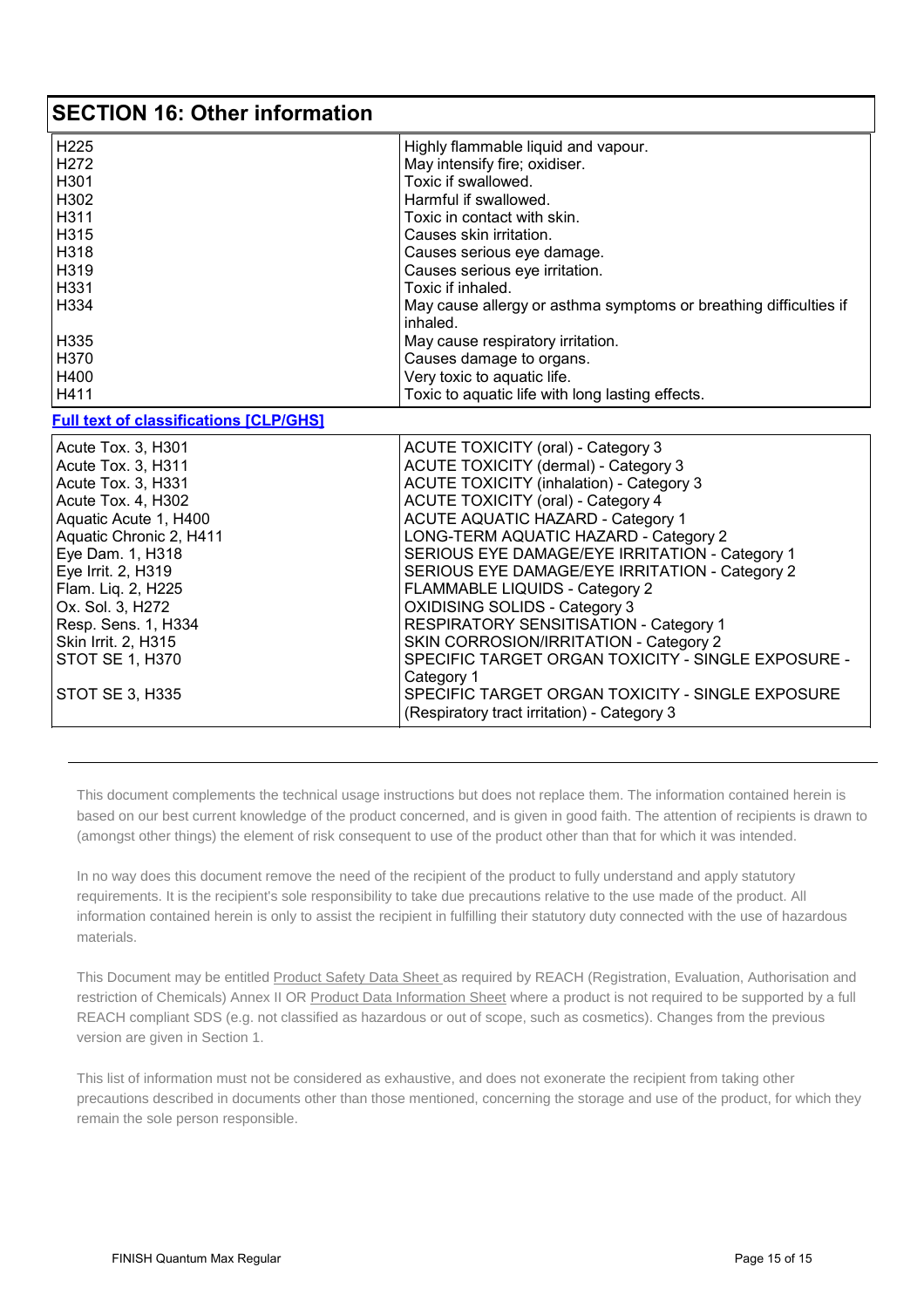## SECTION 16: Other information

| | |
|---|---|
| H225 | Highly flammable liquid and vapour. |
| H272 | May intensify fire; oxidiser. |
| H301 | Toxic if swallowed. |
| H302 | Harmful if swallowed. |
| H311 | Toxic in contact with skin. |
| H315 | Causes skin irritation. |
| H318 | Causes serious eye damage. |
| H319 | Causes serious eye irritation. |
| H331 | Toxic if inhaled. |
| H334 | May cause allergy or asthma symptoms or breathing difficulties if inhaled. |
| H335 | May cause respiratory irritation. |
| H370 | Causes damage to organs. |
| H400 | Very toxic to aquatic life. |
| H411 | Toxic to aquatic life with long lasting effects. |

**Full text of classifications [CLP/GHS]**

| | |
|---|---|
| Acute Tox. 3, H301 | ACUTE TOXICITY (oral) - Category 3 |
| Acute Tox. 3, H311 | ACUTE TOXICITY (dermal) - Category 3 |
| Acute Tox. 3, H331 | ACUTE TOXICITY (inhalation) - Category 3 |
| Acute Tox. 4, H302 | ACUTE TOXICITY (oral) - Category 4 |
| Aquatic Acute 1, H400 | ACUTE AQUATIC HAZARD - Category 1 |
| Aquatic Chronic 2, H411 | LONG-TERM AQUATIC HAZARD - Category 2 |
| Eye Dam. 1, H318 | SERIOUS EYE DAMAGE/EYE IRRITATION - Category 1 |
| Eye Irrit. 2, H319 | SERIOUS EYE DAMAGE/EYE IRRITATION - Category 2 |
| Flam. Liq. 2, H225 | FLAMMABLE LIQUIDS - Category 2 |
| Ox. Sol. 3, H272 | OXIDISING SOLIDS - Category 3 |
| Resp. Sens. 1, H334 | RESPIRATORY SENSITISATION - Category 1 |
| Skin Irrit. 2, H315 | SKIN CORROSION/IRRITATION - Category 2 |
| STOT SE 1, H370 | SPECIFIC TARGET ORGAN TOXICITY - SINGLE EXPOSURE - Category 1 |
| STOT SE 3, H335 | SPECIFIC TARGET ORGAN TOXICITY - SINGLE EXPOSURE (Respiratory tract irritation) - Category 3 |

---

This document complements the technical usage instructions but does not replace them. The information contained herein is based on our best current knowledge of the product concerned, and is given in good faith. The attention of recipients is drawn to (amongst other things) the element of risk consequent to use of the product other than that for which it was intended.

In no way does this document remove the need of the recipient of the product to fully understand and apply statutory requirements. It is the recipient's sole responsibility to take due precautions relative to the use made of the product. All information contained herein is only to assist the recipient in fulfilling their statutory duty connected with the use of hazardous materials.

This Document may be entitled Product Safety Data Sheet as required by REACH (Registration, Evaluation, Authorisation and restriction of Chemicals) Annex II OR Product Data Information Sheet where a product is not required to be supported by a full REACH compliant SDS (e.g. not classified as hazardous or out of scope, such as cosmetics). Changes from the previous version are given in Section 1.

This list of information must not be considered as exhaustive, and does not exonerate the recipient from taking other precautions described in documents other than those mentioned, concerning the storage and use of the product, for which they remain the sole person responsible.